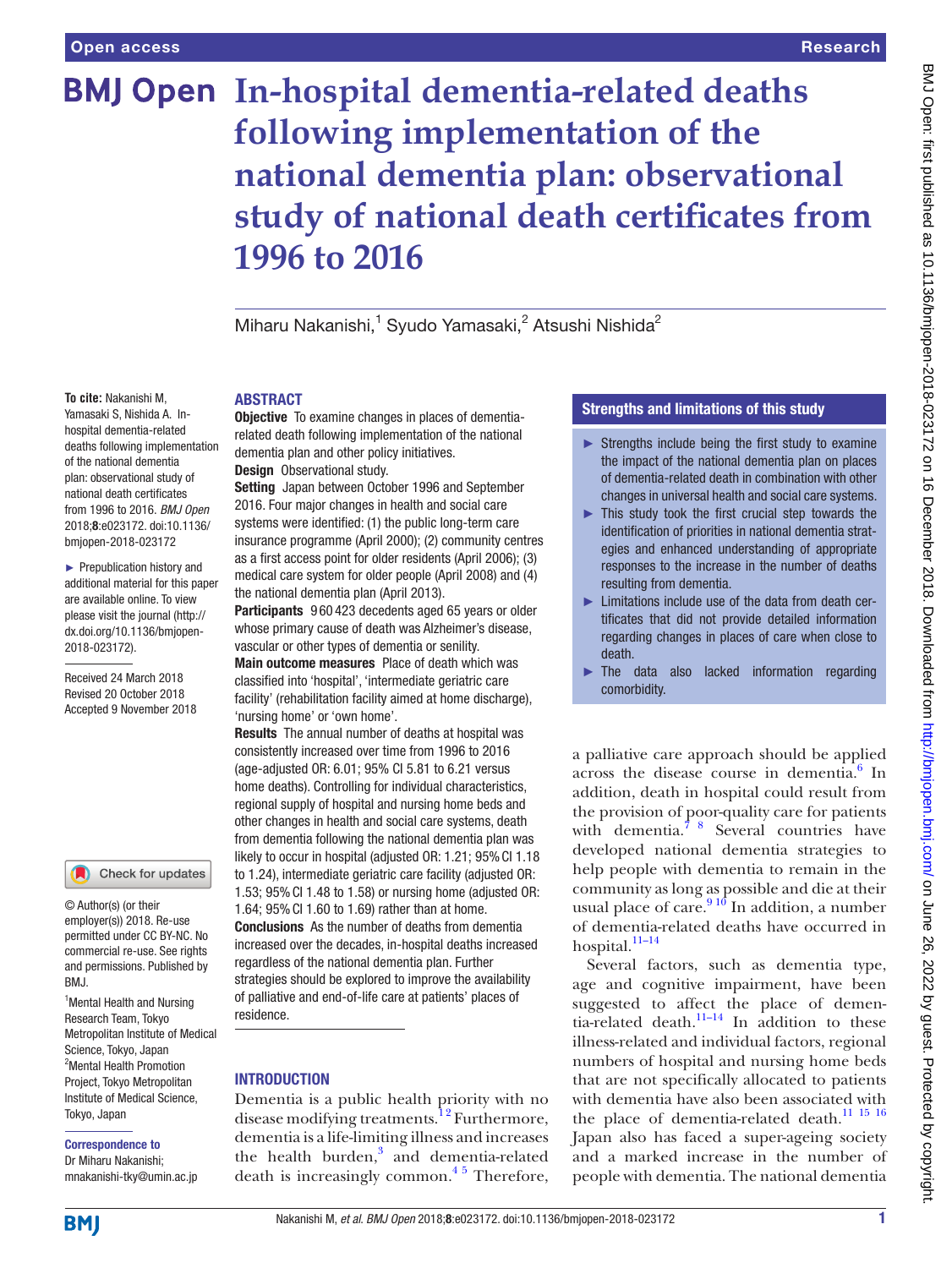# In-hospital dementia-related deaths following implementation of the national dementia plan: observational study of national death certificates from 1996 to 2016

Miharu Nakanishi,[1] Syudo Yamasaki,[2] Atsushi Nishida[2]

**To cite:** Nakanishi M, Yamasaki S, Nishida A. In-hospital dementia-related deaths following implementation of the national dementia plan: observational study of national death certificates from 1996 to 2016. *BMJ Open* 2018;**8**:e023172. doi:10.1136/bmjopen-2018-023172

► Prepublication history and additional material for this paper are available online. To view please visit the journal (http://dx.doi.org/10.1136/bmjopen-2018-023172).

Received 24 March 2018
Revised 20 October 2018
Accepted 9 November 2018

© Author(s) (or their employer(s)) 2018. Re-use permitted under CC BY-NC. No commercial re-use. See rights and permissions. Published by BMJ.

[1]Mental Health and Nursing Research Team, Tokyo Metropolitan Institute of Medical Science, Tokyo, Japan
[2]Mental Health Promotion Project, Tokyo Metropolitan Institute of Medical Science, Tokyo, Japan

**Correspondence to**
Dr Miharu Nakanishi;
mnakanishi-tky@umin.ac.jp

## ABSTRACT

**Objective** To examine changes in places of dementia-related death following implementation of the national dementia plan and other policy initiatives.

**Design** Observational study.

**Setting** Japan between October 1996 and September 2016. Four major changes in health and social care systems were identified: (1) the public long-term care insurance programme (April 2000); (2) community centres as a first access point for older residents (April 2006); (3) medical care system for older people (April 2008) and (4) the national dementia plan (April 2013).

**Participants** 960 423 decedents aged 65 years or older whose primary cause of death was Alzheimer's disease, vascular or other types of dementia or senility.

**Main outcome measures** Place of death which was classified into 'hospital', 'intermediate geriatric care facility' (rehabilitation facility aimed at home discharge), 'nursing home' or 'own home'.

**Results** The annual number of deaths at hospital was consistently increased over time from 1996 to 2016 (age-adjusted OR: 6.01; 95% CI 5.81 to 6.21 versus home deaths). Controlling for individual characteristics, regional supply of hospital and nursing home beds and other changes in health and social care systems, death from dementia following the national dementia plan was likely to occur in hospital (adjusted OR: 1.21; 95% CI 1.18 to 1.24), intermediate geriatric care facility (adjusted OR: 1.53; 95% CI 1.48 to 1.58) or nursing home (adjusted OR: 1.64; 95% CI 1.60 to 1.69) rather than at home.

**Conclusions** As the number of deaths from dementia increased over the decades, in-hospital deaths increased regardless of the national dementia plan. Further strategies should be explored to improve the availability of palliative and end-of-life care at patients' places of residence.

### Strengths and limitations of this study

- Strengths include being the first study to examine the impact of the national dementia plan on places of dementia-related death in combination with other changes in universal health and social care systems.
- This study took the first crucial step towards the identification of priorities in national dementia strategies and enhanced understanding of appropriate responses to the increase in the number of deaths resulting from dementia.
- Limitations include use of the data from death certificates that did not provide detailed information regarding changes in places of care when close to death.
- The data also lacked information regarding comorbidity.

## INTRODUCTION

Dementia is a public health priority with no disease modifying treatments.[1,2] Furthermore, dementia is a life-limiting illness and increases the health burden,[3] and dementia-related death is increasingly common.[4,5] Therefore, a palliative care approach should be applied across the disease course in dementia.[6] In addition, death in hospital could result from the provision of poor-quality care for patients with dementia.[7,8] Several countries have developed national dementia strategies to help people with dementia to remain in the community as long as possible and die at their usual place of care.[9,10] In addition, a number of dementia-related deaths have occurred in hospital.[11–14]

Several factors, such as dementia type, age and cognitive impairment, have been suggested to affect the place of dementia-related death.[11–14] In addition to these illness-related and individual factors, regional numbers of hospital and nursing home beds that are not specifically allocated to patients with dementia have also been associated with the place of dementia-related death.[11,15,16] Japan also has faced a super-ageing society and a marked increase in the number of people with dementia. The national dementia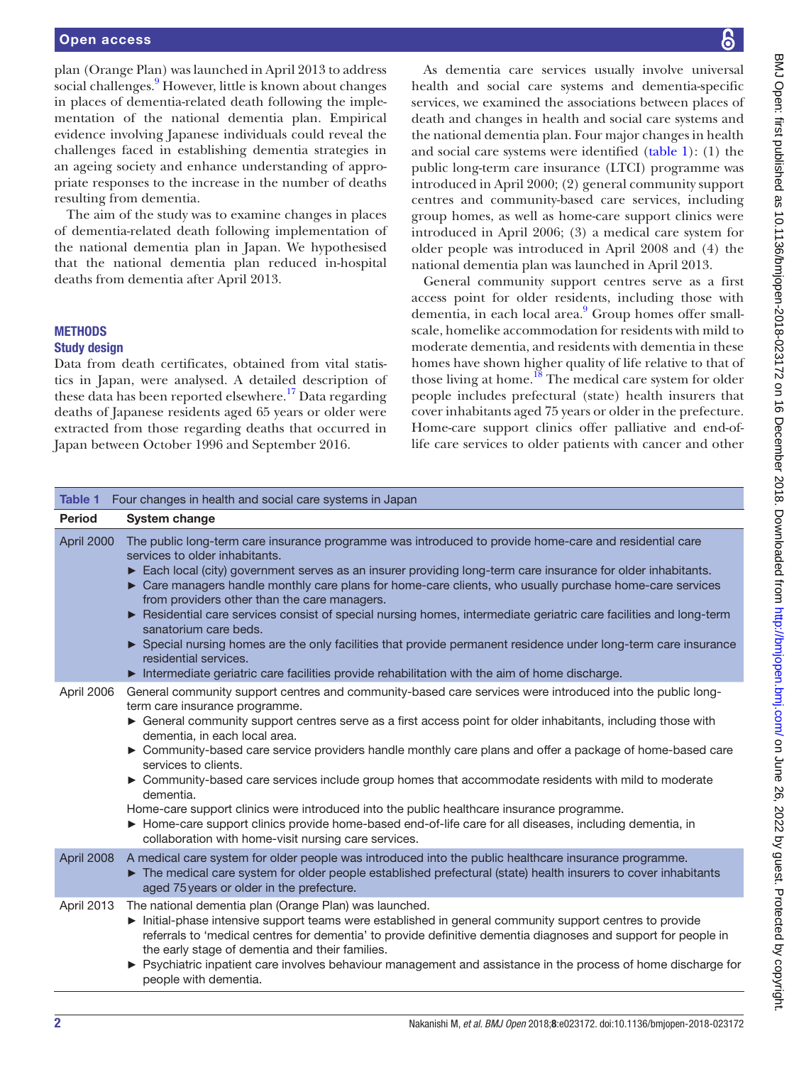plan (Orange Plan) was launched in April 2013 to address social challenges.[9] However, little is known about changes in places of dementia-related death following the implementation of the national dementia plan. Empirical evidence involving Japanese individuals could reveal the challenges faced in establishing dementia strategies in an ageing society and enhance understanding of appropriate responses to the increase in the number of deaths resulting from dementia.

The aim of the study was to examine changes in places of dementia-related death following implementation of the national dementia plan in Japan. We hypothesised that the national dementia plan reduced in-hospital deaths from dementia after April 2013.

## METHODS

### Study design

Data from death certificates, obtained from vital statistics in Japan, were analysed. A detailed description of these data has been reported elsewhere.[17] Data regarding deaths of Japanese residents aged 65 years or older were extracted from those regarding deaths that occurred in Japan between October 1996 and September 2016.

As dementia care services usually involve universal health and social care systems and dementia-specific services, we examined the associations between places of death and changes in health and social care systems and the national dementia plan. Four major changes in health and social care systems were identified (table 1): (1) the public long-term care insurance (LTCI) programme was introduced in April 2000; (2) general community support centres and community-based care services, including group homes, as well as home-care support clinics were introduced in April 2006; (3) a medical care system for older people was introduced in April 2008 and (4) the national dementia plan was launched in April 2013.

General community support centres serve as a first access point for older residents, including those with dementia, in each local area.[9] Group homes offer small-scale, homelike accommodation for residents with mild to moderate dementia, and residents with dementia in these homes have shown higher quality of life relative to that of those living at home.[18] The medical care system for older people includes prefectural (state) health insurers that cover inhabitants aged 75 years or older in the prefecture. Home-care support clinics offer palliative and end-of-life care services to older patients with cancer and other

**Table 1** Four changes in health and social care systems in Japan

| Period | System change |
|---|---|
| April 2000 | The public long-term care insurance programme was introduced to provide home-care and residential care services to older inhabitants.<br>► Each local (city) government serves as an insurer providing long-term care insurance for older inhabitants.<br>► Care managers handle monthly care plans for home-care clients, who usually purchase home-care services from providers other than the care managers.<br>► Residential care services consist of special nursing homes, intermediate geriatric care facilities and long-term sanatorium care beds.<br>► Special nursing homes are the only facilities that provide permanent residence under long-term care insurance residential services.<br>► Intermediate geriatric care facilities provide rehabilitation with the aim of home discharge. |
| April 2006 | General community support centres and community-based care services were introduced into the public long-term care insurance programme.<br>► General community support centres serve as a first access point for older inhabitants, including those with dementia, in each local area.<br>► Community-based care service providers handle monthly care plans and offer a package of home-based care services to clients.<br>► Community-based care services include group homes that accommodate residents with mild to moderate dementia.<br>Home-care support clinics were introduced into the public healthcare insurance programme.<br>► Home-care support clinics provide home-based end-of-life care for all diseases, including dementia, in collaboration with home-visit nursing care services. |
| April 2008 | A medical care system for older people was introduced into the public healthcare insurance programme.<br>► The medical care system for older people established prefectural (state) health insurers to cover inhabitants aged 75 years or older in the prefecture. |
| April 2013 | The national dementia plan (Orange Plan) was launched.<br>► Initial-phase intensive support teams were established in general community support centres to provide referrals to 'medical centres for dementia' to provide definitive dementia diagnoses and support for people in the early stage of dementia and their families.<br>► Psychiatric inpatient care involves behaviour management and assistance in the process of home discharge for people with dementia. |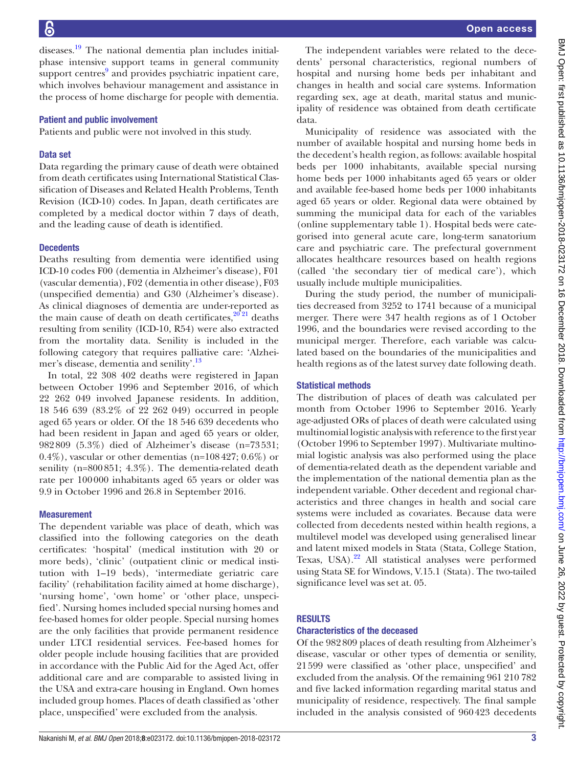diseases.[19] The national dementia plan includes initial-phase intensive support teams in general community support centres[9] and provides psychiatric inpatient care, which involves behaviour management and assistance in the process of home discharge for people with dementia.

### Patient and public involvement

Patients and public were not involved in this study.

### Data set

Data regarding the primary cause of death were obtained from death certificates using International Statistical Classification of Diseases and Related Health Problems, Tenth Revision (ICD-10) codes. In Japan, death certificates are completed by a medical doctor within 7 days of death, and the leading cause of death is identified.

### Decedents

Deaths resulting from dementia were identified using ICD-10 codes F00 (dementia in Alzheimer's disease), F01 (vascular dementia), F02 (dementia in other disease), F03 (unspecified dementia) and G30 (Alzheimer's disease). As clinical diagnoses of dementia are under-reported as the main cause of death on death certificates,[20,21] deaths resulting from senility (ICD-10, R54) were also extracted from the mortality data. Senility is included in the following category that requires palliative care: 'Alzheimer's disease, dementia and senility'.[13]

In total, 22 308 402 deaths were registered in Japan between October 1996 and September 2016, of which 22 262 049 involved Japanese residents. In addition, 18 546 639 (83.2% of 22 262 049) occurred in people aged 65 years or older. Of the 18 546 639 decedents who had been resident in Japan and aged 65 years or older, 982 809 (5.3%) died of Alzheimer's disease (n=73 531; 0.4%), vascular or other dementias (n=108 427; 0.6%) or senility (n=800 851; 4.3%). The dementia-related death rate per 100 000 inhabitants aged 65 years or older was 9.9 in October 1996 and 26.8 in September 2016.

### Measurement

The dependent variable was place of death, which was classified into the following categories on the death certificates: 'hospital' (medical institution with 20 or more beds), 'clinic' (outpatient clinic or medical institution with 1–19 beds), 'intermediate geriatric care facility' (rehabilitation facility aimed at home discharge), 'nursing home', 'own home' or 'other place, unspecified'. Nursing homes included special nursing homes and fee-based homes for older people. Special nursing homes are the only facilities that provide permanent residence under LTCI residential services. Fee-based homes for older people include housing facilities that are provided in accordance with the Public Aid for the Aged Act, offer additional care and are comparable to assisted living in the USA and extra-care housing in England. Own homes included group homes. Places of death classified as 'other place, unspecified' were excluded from the analysis.

The independent variables were related to the decedents' personal characteristics, regional numbers of hospital and nursing home beds per inhabitant and changes in health and social care systems. Information regarding sex, age at death, marital status and municipality of residence was obtained from death certificate data.

Municipality of residence was associated with the number of available hospital and nursing home beds in the decedent's health region, as follows: available hospital beds per 1000 inhabitants, available special nursing home beds per 1000 inhabitants aged 65 years or older and available fee-based home beds per 1000 inhabitants aged 65 years or older. Regional data were obtained by summing the municipal data for each of the variables (online supplementary table 1). Hospital beds were categorised into general acute care, long-term sanatorium care and psychiatric care. The prefectural government allocates healthcare resources based on health regions (called 'the secondary tier of medical care'), which usually include multiple municipalities.

During the study period, the number of municipalities decreased from 3252 to 1741 because of a municipal merger. There were 347 health regions as of 1 October 1996, and the boundaries were revised according to the municipal merger. Therefore, each variable was calculated based on the boundaries of the municipalities and health regions as of the latest survey date following death.

### Statistical methods

The distribution of places of death was calculated per month from October 1996 to September 2016. Yearly age-adjusted ORs of places of death were calculated using multinomial logistic analysis with reference to the first year (October 1996 to September 1997). Multivariate multinomial logistic analysis was also performed using the place of dementia-related death as the dependent variable and the implementation of the national dementia plan as the independent variable. Other decedent and regional characteristics and three changes in health and social care systems were included as covariates. Because data were collected from decedents nested within health regions, a multilevel model was developed using generalised linear and latent mixed models in Stata (Stata, College Station, Texas, USA).[22] All statistical analyses were performed using Stata SE for Windows, V.15.1 (Stata). The two-tailed significance level was set at .05.

## RESULTS

### Characteristics of the deceased

Of the 982 809 places of death resulting from Alzheimer's disease, vascular or other types of dementia or senility, 21 599 were classified as 'other place, unspecified' and excluded from the analysis. Of the remaining 961 210 782 and five lacked information regarding marital status and municipality of residence, respectively. The final sample included in the analysis consisted of 960 423 decedents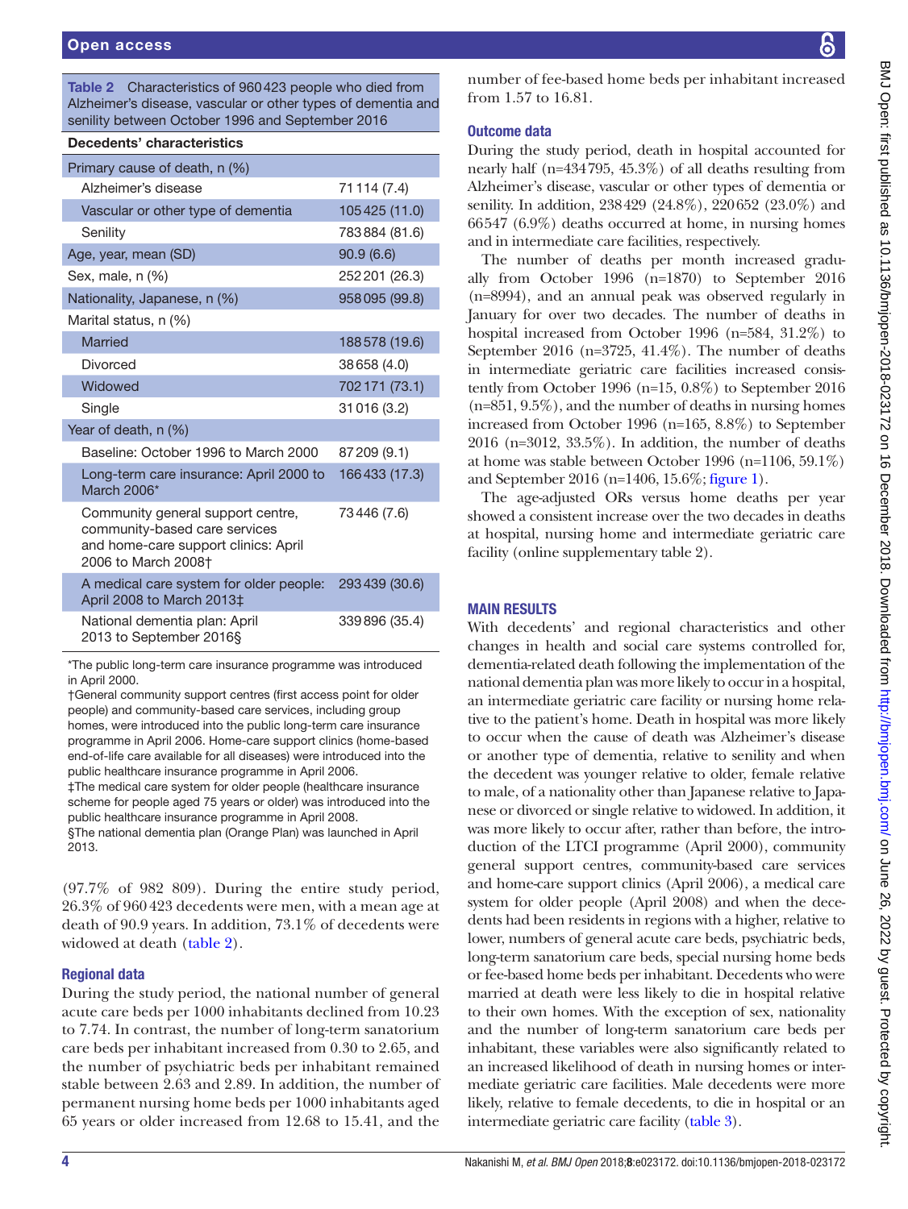Table 2 Characteristics of 960 423 people who died from Alzheimer's disease, vascular or other types of dementia and senility between October 1996 and September 2016

| Decedents' characteristics | |
|---|---|
| Primary cause of death, n (%) | |
| Alzheimer's disease | 71 114 (7.4) |
| Vascular or other type of dementia | 105 425 (11.0) |
| Senility | 783 884 (81.6) |
| Age, year, mean (SD) | 90.9 (6.6) |
| Sex, male, n (%) | 252 201 (26.3) |
| Nationality, Japanese, n (%) | 958 095 (99.8) |
| Marital status, n (%) | |
| Married | 188 578 (19.6) |
| Divorced | 38 658 (4.0) |
| Widowed | 702 171 (73.1) |
| Single | 31 016 (3.2) |
| Year of death, n (%) | |
| Baseline: October 1996 to March 2000 | 87 209 (9.1) |
| Long-term care insurance: April 2000 to March 2006* | 166 433 (17.3) |
| Community general support centre, community-based care services and home-care support clinics: April 2006 to March 2008† | 73 446 (7.6) |
| A medical care system for older people: April 2008 to March 2013‡ | 293 439 (30.6) |
| National dementia plan: April 2013 to September 2016§ | 339 896 (35.4) |

*The public long-term care insurance programme was introduced in April 2000.
†General community support centres (first access point for older people) and community-based care services, including group homes, were introduced into the public long-term care insurance programme in April 2006. Home-care support clinics (home-based end-of-life care available for all diseases) were introduced into the public healthcare insurance programme in April 2006.
‡The medical care system for older people (healthcare insurance scheme for people aged 75 years or older) was introduced into the public healthcare insurance programme in April 2008.
§The national dementia plan (Orange Plan) was launched in April 2013.

(97.7% of 982 809). During the entire study period, 26.3% of 960 423 decedents were men, with a mean age at death of 90.9 years. In addition, 73.1% of decedents were widowed at death (table 2).

### Regional data

During the study period, the national number of general acute care beds per 1000 inhabitants declined from 10.23 to 7.74. In contrast, the number of long-term sanatorium care beds per inhabitant increased from 0.30 to 2.65, and the number of psychiatric beds per inhabitant remained stable between 2.63 and 2.89. In addition, the number of permanent nursing home beds per 1000 inhabitants aged 65 years or older increased from 12.68 to 15.41, and the number of fee-based home beds per inhabitant increased from 1.57 to 16.81.

### Outcome data

During the study period, death in hospital accounted for nearly half (n=434 795, 45.3%) of all deaths resulting from Alzheimer's disease, vascular or other types of dementia or senility. In addition, 238 429 (24.8%), 220 652 (23.0%) and 66 547 (6.9%) deaths occurred at home, in nursing homes and in intermediate care facilities, respectively.

The number of deaths per month increased gradually from October 1996 (n=1870) to September 2016 (n=8994), and an annual peak was observed regularly in January for over two decades. The number of deaths in hospital increased from October 1996 (n=584, 31.2%) to September 2016 (n=3725, 41.4%). The number of deaths in intermediate geriatric care facilities increased consistently from October 1996 (n=15, 0.8%) to September 2016 (n=851, 9.5%), and the number of deaths in nursing homes increased from October 1996 (n=165, 8.8%) to September 2016 (n=3012, 33.5%). In addition, the number of deaths at home was stable between October 1996 (n=1106, 59.1%) and September 2016 (n=1406, 15.6%; figure 1).

The age-adjusted ORs versus home deaths per year showed a consistent increase over the two decades in deaths at hospital, nursing home and intermediate geriatric care facility (online supplementary table 2).

## MAIN RESULTS

With decedents' and regional characteristics and other changes in health and social care systems controlled for, dementia-related death following the implementation of the national dementia plan was more likely to occur in a hospital, an intermediate geriatric care facility or nursing home relative to the patient's home. Death in hospital was more likely to occur when the cause of death was Alzheimer's disease or another type of dementia, relative to senility and when the decedent was younger relative to older, female relative to male, of a nationality other than Japanese relative to Japanese or divorced or single relative to widowed. In addition, it was more likely to occur after, rather than before, the introduction of the LTCI programme (April 2000), community general support centres, community-based care services and home-care support clinics (April 2006), a medical care system for older people (April 2008) and when the decedents had been residents in regions with a higher, relative to lower, numbers of general acute care beds, psychiatric beds, long-term sanatorium care beds, special nursing home beds or fee-based home beds per inhabitant. Decedents who were married at death were less likely to die in hospital relative to their own homes. With the exception of sex, nationality and the number of long-term sanatorium care beds per inhabitant, these variables were also significantly related to an increased likelihood of death in nursing homes or intermediate geriatric care facilities. Male decedents were more likely, relative to female decedents, to die in hospital or an intermediate geriatric care facility (table 3).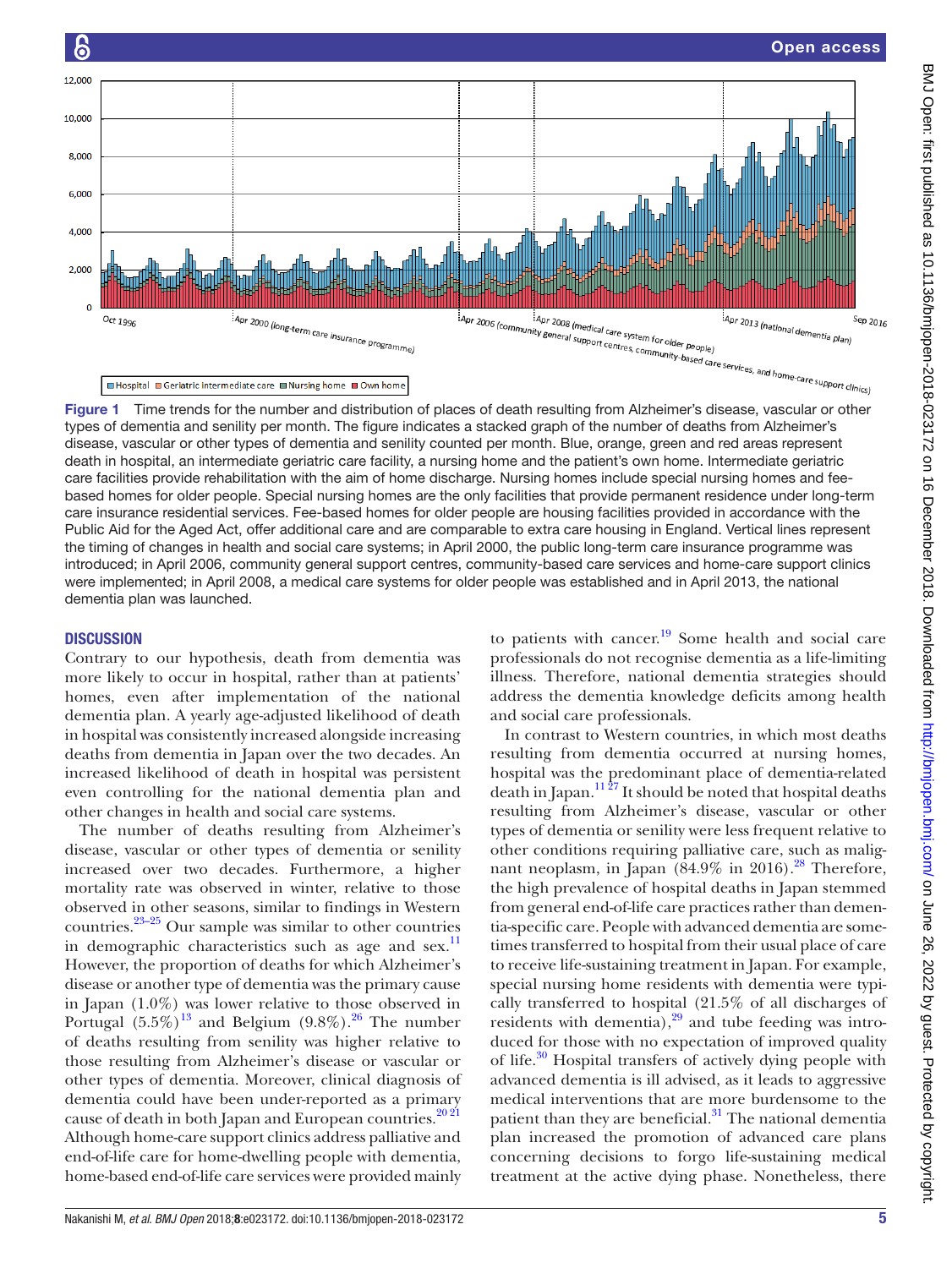12,000
10,000
8,000
6,000
4,000
2,000
0

Oct 1996

Apr 2000 (long-term care insurance programme)

Apr 2006 (community general support centres, community-based care services, and home-care support clinics)

Apr 2008 (medical care system for older people)

Apr 2013 (national dementia plan)

Sep 2016

Hospital | Geriatric intermediate care | Nursing home | Own home

**Figure 1** Time trends for the number and distribution of places of death resulting from Alzheimer's disease, vascular or other types of dementia and senility per month. The figure indicates a stacked graph of the number of deaths from Alzheimer's disease, vascular or other types of dementia and senility counted per month. Blue, orange, green and red areas represent death in hospital, an intermediate geriatric care facility, a nursing home and the patient's own home. Intermediate geriatric care facilities provide rehabilitation with the aim of home discharge. Nursing homes include special nursing homes and fee-based homes for older people. Special nursing homes are the only facilities that provide permanent residence under long-term care insurance residential services. Fee-based homes for older people are housing facilities provided in accordance with the Public Aid for the Aged Act, offer additional care and are comparable to extra care housing in England. Vertical lines represent the timing of changes in health and social care systems; in April 2000, the public long-term care insurance programme was introduced; in April 2006, community general support centres, community-based care services and home-care support clinics were implemented; in April 2008, a medical care systems for older people was established and in April 2013, the national dementia plan was launched.

## DISCUSSION

Contrary to our hypothesis, death from dementia was more likely to occur in hospital, rather than at patients' homes, even after implementation of the national dementia plan. A yearly age-adjusted likelihood of death in hospital was consistently increased alongside increasing deaths from dementia in Japan over the two decades. An increased likelihood of death in hospital was persistent even controlling for the national dementia plan and other changes in health and social care systems.

The number of deaths resulting from Alzheimer's disease, vascular or other types of dementia or senility increased over two decades. Furthermore, a higher mortality rate was observed in winter, relative to those observed in other seasons, similar to findings in Western countries.[23–25] Our sample was similar to other countries in demographic characteristics such as age and sex.[11] However, the proportion of deaths for which Alzheimer's disease or another type of dementia was the primary cause in Japan (1.0%) was lower relative to those observed in Portugal (5.5%)[13] and Belgium (9.8%).[26] The number of deaths resulting from senility was higher relative to those resulting from Alzheimer's disease or vascular or other types of dementia. Moreover, clinical diagnosis of dementia could have been under-reported as a primary cause of death in both Japan and European countries.[20 21] Although home-care support clinics address palliative and end-of-life care for home-dwelling people with dementia, home-based end-of-life care services were provided mainly to patients with cancer.[19] Some health and social care professionals do not recognise dementia as a life-limiting illness. Therefore, national dementia strategies should address the dementia knowledge deficits among health and social care professionals.

In contrast to Western countries, in which most deaths resulting from dementia occurred at nursing homes, hospital was the predominant place of dementia-related death in Japan.[11 27] It should be noted that hospital deaths resulting from Alzheimer's disease, vascular or other types of dementia or senility were less frequent relative to other conditions requiring palliative care, such as malignant neoplasm, in Japan (84.9% in 2016).[28] Therefore, the high prevalence of hospital deaths in Japan stemmed from general end-of-life care practices rather than dementia-specific care. People with advanced dementia are sometimes transferred to hospital from their usual place of care to receive life-sustaining treatment in Japan. For example, special nursing home residents with dementia were typically transferred to hospital (21.5% of all discharges of residents with dementia),[29] and tube feeding was introduced for those with no expectation of improved quality of life.[30] Hospital transfers of actively dying people with advanced dementia is ill advised, as it leads to aggressive medical interventions that are more burdensome to the patient than they are beneficial.[31] The national dementia plan increased the promotion of advanced care plans concerning decisions to forgo life-sustaining medical treatment at the active dying phase. Nonetheless, there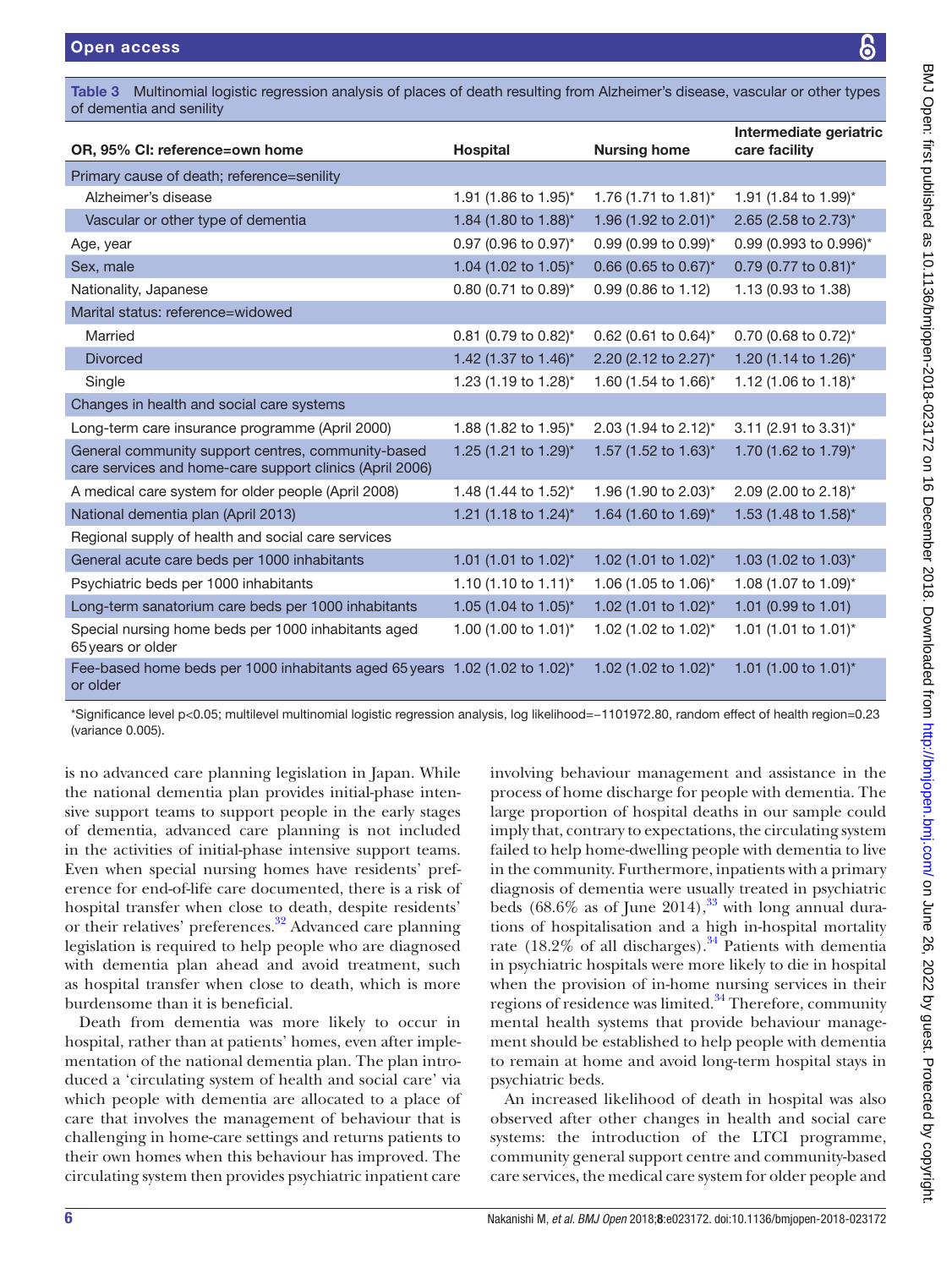**Table 3** Multinomial logistic regression analysis of places of death resulting from Alzheimer's disease, vascular or other types of dementia and senility

| OR, 95% CI: reference=own home | Hospital | Nursing home | Intermediate geriatric care facility |
|---|---|---|---|
| Primary cause of death; reference=senility | | | |
| Alzheimer's disease | 1.91 (1.86 to 1.95)* | 1.76 (1.71 to 1.81)* | 1.91 (1.84 to 1.99)* |
| Vascular or other type of dementia | 1.84 (1.80 to 1.88)* | 1.96 (1.92 to 2.01)* | 2.65 (2.58 to 2.73)* |
| Age, year | 0.97 (0.96 to 0.97)* | 0.99 (0.99 to 0.99)* | 0.99 (0.993 to 0.996)* |
| Sex, male | 1.04 (1.02 to 1.05)* | 0.66 (0.65 to 0.67)* | 0.79 (0.77 to 0.81)* |
| Nationality, Japanese | 0.80 (0.71 to 0.89)* | 0.99 (0.86 to 1.12) | 1.13 (0.93 to 1.38) |
| Marital status: reference=widowed | | | |
| Married | 0.81 (0.79 to 0.82)* | 0.62 (0.61 to 0.64)* | 0.70 (0.68 to 0.72)* |
| Divorced | 1.42 (1.37 to 1.46)* | 2.20 (2.12 to 2.27)* | 1.20 (1.14 to 1.26)* |
| Single | 1.23 (1.19 to 1.28)* | 1.60 (1.54 to 1.66)* | 1.12 (1.06 to 1.18)* |
| Changes in health and social care systems | | | |
| Long-term care insurance programme (April 2000) | 1.88 (1.82 to 1.95)* | 2.03 (1.94 to 2.12)* | 3.11 (2.91 to 3.31)* |
| General community support centres, community-based care services and home-care support clinics (April 2006) | 1.25 (1.21 to 1.29)* | 1.57 (1.52 to 1.63)* | 1.70 (1.62 to 1.79)* |
| A medical care system for older people (April 2008) | 1.48 (1.44 to 1.52)* | 1.96 (1.90 to 2.03)* | 2.09 (2.00 to 2.18)* |
| National dementia plan (April 2013) | 1.21 (1.18 to 1.24)* | 1.64 (1.60 to 1.69)* | 1.53 (1.48 to 1.58)* |
| Regional supply of health and social care services | | | |
| General acute care beds per 1000 inhabitants | 1.01 (1.01 to 1.02)* | 1.02 (1.01 to 1.02)* | 1.03 (1.02 to 1.03)* |
| Psychiatric beds per 1000 inhabitants | 1.10 (1.10 to 1.11)* | 1.06 (1.05 to 1.06)* | 1.08 (1.07 to 1.09)* |
| Long-term sanatorium care beds per 1000 inhabitants | 1.05 (1.04 to 1.05)* | 1.02 (1.01 to 1.02)* | 1.01 (0.99 to 1.01) |
| Special nursing home beds per 1000 inhabitants aged 65 years or older | 1.00 (1.00 to 1.01)* | 1.02 (1.02 to 1.02)* | 1.01 (1.01 to 1.01)* |
| Fee-based home beds per 1000 inhabitants aged 65 years or older | 1.02 (1.02 to 1.02)* | 1.02 (1.02 to 1.02)* | 1.01 (1.00 to 1.01)* |

*Significance level p<0.05; multilevel multinomial logistic regression analysis, log likelihood=−1101972.80, random effect of health region=0.23 (variance 0.005).

is no advanced care planning legislation in Japan. While the national dementia plan provides initial-phase intensive support teams to support people in the early stages of dementia, advanced care planning is not included in the activities of initial-phase intensive support teams. Even when special nursing homes have residents' preference for end-of-life care documented, there is a risk of hospital transfer when close to death, despite residents' or their relatives' preferences.[32] Advanced care planning legislation is required to help people who are diagnosed with dementia plan ahead and avoid treatment, such as hospital transfer when close to death, which is more burdensome than it is beneficial.

Death from dementia was more likely to occur in hospital, rather than at patients' homes, even after implementation of the national dementia plan. The plan introduced a 'circulating system of health and social care' via which people with dementia are allocated to a place of care that involves the management of behaviour that is challenging in home-care settings and returns patients to their own homes when this behaviour has improved. The circulating system then provides psychiatric inpatient care involving behaviour management and assistance in the process of home discharge for people with dementia. The large proportion of hospital deaths in our sample could imply that, contrary to expectations, the circulating system failed to help home-dwelling people with dementia to live in the community. Furthermore, inpatients with a primary diagnosis of dementia were usually treated in psychiatric beds (68.6% as of June 2014),[33] with long annual durations of hospitalisation and a high in-hospital mortality rate (18.2% of all discharges).[34] Patients with dementia in psychiatric hospitals were more likely to die in hospital when the provision of in-home nursing services in their regions of residence was limited.[34] Therefore, community mental health systems that provide behaviour management should be established to help people with dementia to remain at home and avoid long-term hospital stays in psychiatric beds.

An increased likelihood of death in hospital was also observed after other changes in health and social care systems: the introduction of the LTCI programme, community general support centre and community-based care services, the medical care system for older people and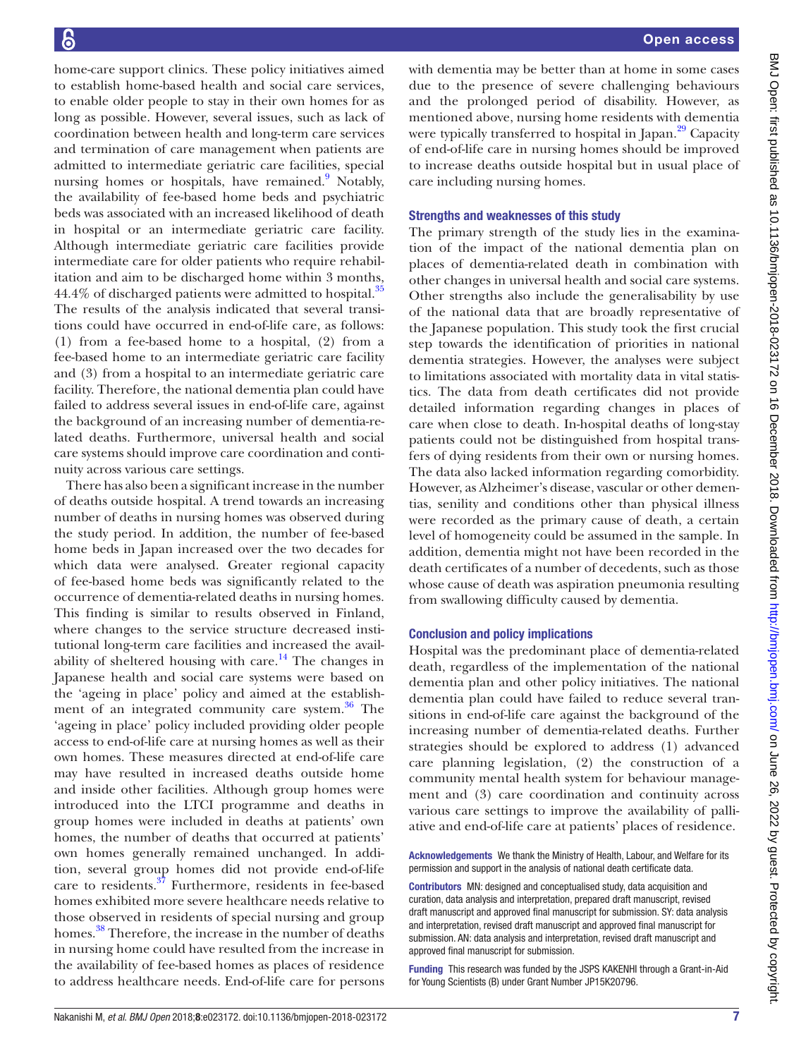home-care support clinics. These policy initiatives aimed to establish home-based health and social care services, to enable older people to stay in their own homes for as long as possible. However, several issues, such as lack of coordination between health and long-term care services and termination of care management when patients are admitted to intermediate geriatric care facilities, special nursing homes or hospitals, have remained.[9] Notably, the availability of fee-based home beds and psychiatric beds was associated with an increased likelihood of death in hospital or an intermediate geriatric care facility. Although intermediate geriatric care facilities provide intermediate care for older patients who require rehabilitation and aim to be discharged home within 3 months, 44.4% of discharged patients were admitted to hospital.[35] The results of the analysis indicated that several transitions could have occurred in end-of-life care, as follows: (1) from a fee-based home to a hospital, (2) from a fee-based home to an intermediate geriatric care facility and (3) from a hospital to an intermediate geriatric care facility. Therefore, the national dementia plan could have failed to address several issues in end-of-life care, against the background of an increasing number of dementia-related deaths. Furthermore, universal health and social care systems should improve care coordination and continuity across various care settings.

There has also been a significant increase in the number of deaths outside hospital. A trend towards an increasing number of deaths in nursing homes was observed during the study period. In addition, the number of fee-based home beds in Japan increased over the two decades for which data were analysed. Greater regional capacity of fee-based home beds was significantly related to the occurrence of dementia-related deaths in nursing homes. This finding is similar to results observed in Finland, where changes to the service structure decreased institutional long-term care facilities and increased the availability of sheltered housing with care.[14] The changes in Japanese health and social care systems were based on the 'ageing in place' policy and aimed at the establishment of an integrated community care system.[36] The 'ageing in place' policy included providing older people access to end-of-life care at nursing homes as well as their own homes. These measures directed at end-of-life care may have resulted in increased deaths outside home and inside other facilities. Although group homes were introduced into the LTCI programme and deaths in group homes were included in deaths at patients' own homes, the number of deaths that occurred at patients' own homes generally remained unchanged. In addition, several group homes did not provide end-of-life care to residents.[37] Furthermore, residents in fee-based homes exhibited more severe healthcare needs relative to those observed in residents of special nursing and group homes.[38] Therefore, the increase in the number of deaths in nursing home could have resulted from the increase in the availability of fee-based homes as places of residence to address healthcare needs. End-of-life care for persons with dementia may be better than at home in some cases due to the presence of severe challenging behaviours and the prolonged period of disability. However, as mentioned above, nursing home residents with dementia were typically transferred to hospital in Japan.[29] Capacity of end-of-life care in nursing homes should be improved to increase deaths outside hospital but in usual place of care including nursing homes.

## Strengths and weaknesses of this study

The primary strength of the study lies in the examination of the impact of the national dementia plan on places of dementia-related death in combination with other changes in universal health and social care systems. Other strengths also include the generalisability by use of the national data that are broadly representative of the Japanese population. This study took the first crucial step towards the identification of priorities in national dementia strategies. However, the analyses were subject to limitations associated with mortality data in vital statistics. The data from death certificates did not provide detailed information regarding changes in places of care when close to death. In-hospital deaths of long-stay patients could not be distinguished from hospital transfers of dying residents from their own or nursing homes. The data also lacked information regarding comorbidity. However, as Alzheimer's disease, vascular or other dementias, senility and conditions other than physical illness were recorded as the primary cause of death, a certain level of homogeneity could be assumed in the sample. In addition, dementia might not have been recorded in the death certificates of a number of decedents, such as those whose cause of death was aspiration pneumonia resulting from swallowing difficulty caused by dementia.

## Conclusion and policy implications

Hospital was the predominant place of dementia-related death, regardless of the implementation of the national dementia plan and other policy initiatives. The national dementia plan could have failed to reduce several transitions in end-of-life care against the background of the increasing number of dementia-related deaths. Further strategies should be explored to address (1) advanced care planning legislation, (2) the construction of a community mental health system for behaviour management and (3) care coordination and continuity across various care settings to improve the availability of palliative and end-of-life care at patients' places of residence.

**Acknowledgements** We thank the Ministry of Health, Labour, and Welfare for its permission and support in the analysis of national death certificate data.

**Contributors** MN: designed and conceptualised study, data acquisition and curation, data analysis and interpretation, prepared draft manuscript, revised draft manuscript and approved final manuscript for submission. SY: data analysis and interpretation, revised draft manuscript and approved final manuscript for submission. AN: data analysis and interpretation, revised draft manuscript and approved final manuscript for submission.

**Funding** This research was funded by the JSPS KAKENHI through a Grant-in-Aid for Young Scientists (B) under Grant Number JP15K20796.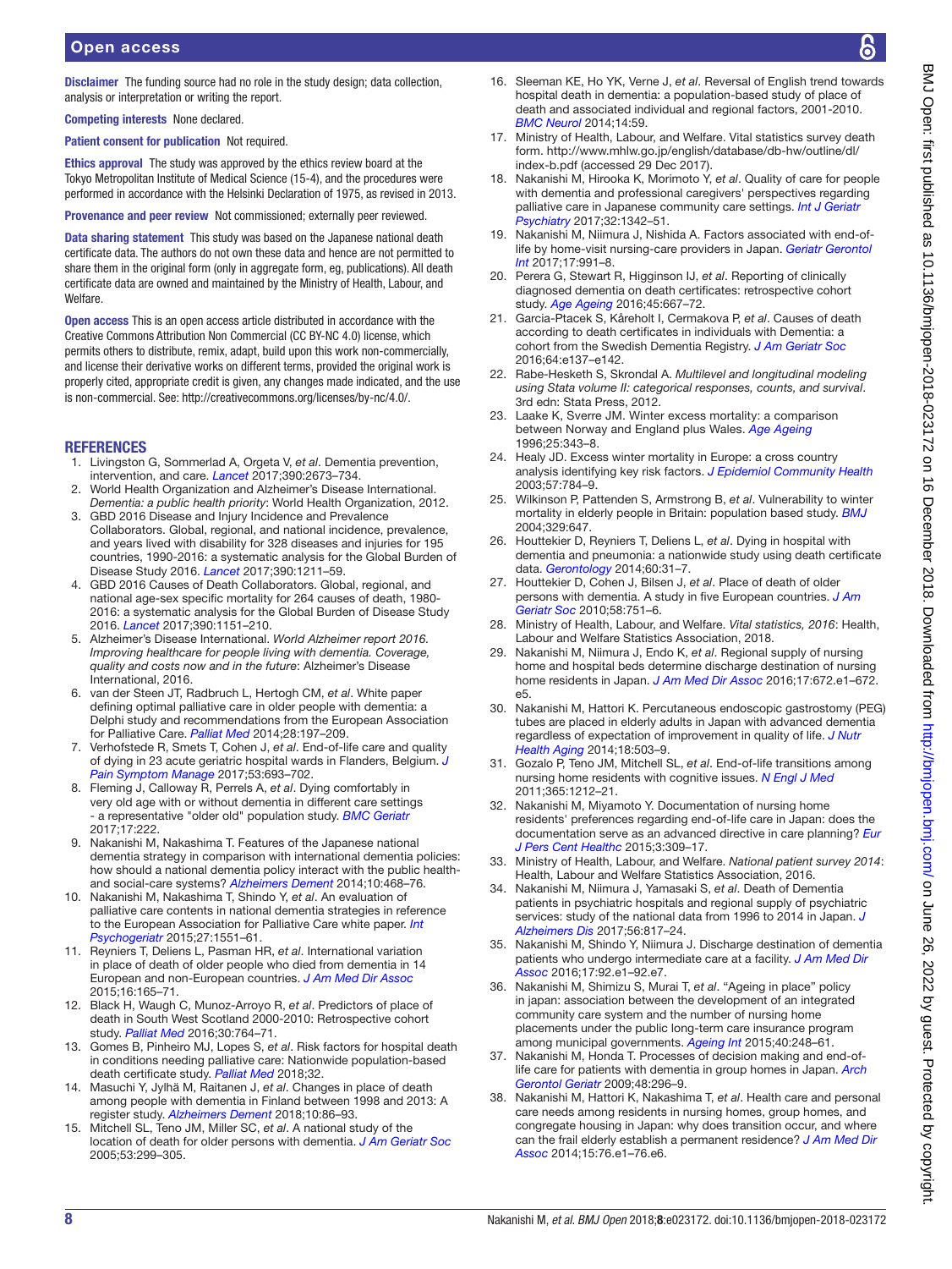**Disclaimer** The funding source had no role in the study design; data collection, analysis or interpretation or writing the report.

**Competing interests** None declared.

**Patient consent for publication** Not required.

**Ethics approval** The study was approved by the ethics review board at the Tokyo Metropolitan Institute of Medical Science (15-4), and the procedures were performed in accordance with the Helsinki Declaration of 1975, as revised in 2013.

**Provenance and peer review** Not commissioned; externally peer reviewed.

**Data sharing statement** This study was based on the Japanese national death certificate data. The authors do not own these data and hence are not permitted to share them in the original form (only in aggregate form, eg, publications). All death certificate data are owned and maintained by the Ministry of Health, Labour, and Welfare.

**Open access** This is an open access article distributed in accordance with the Creative Commons Attribution Non Commercial (CC BY-NC 4.0) license, which permits others to distribute, remix, adapt, build upon this work non-commercially, and license their derivative works on different terms, provided the original work is properly cited, appropriate credit is given, any changes made indicated, and the use is non-commercial. See: http://creativecommons.org/licenses/by-nc/4.0/.

## REFERENCES

1. Livingston G, Sommerlad A, Orgeta V, *et al*. Dementia prevention, intervention, and care. *Lancet* 2017;390:2673–734.
2. World Health Organization and Alzheimer's Disease International. *Dementia: a public health priority*: World Health Organization, 2012.
3. GBD 2016 Disease and Injury Incidence and Prevalence Collaborators. Global, regional, and national incidence, prevalence, and years lived with disability for 328 diseases and injuries for 195 countries, 1990-2016: a systematic analysis for the Global Burden of Disease Study 2016. *Lancet* 2017;390:1211–59.
4. GBD 2016 Causes of Death Collaborators. Global, regional, and national age-sex specific mortality for 264 causes of death, 1980-2016: a systematic analysis for the Global Burden of Disease Study 2016. *Lancet* 2017;390:1151–210.
5. Alzheimer's Disease International. *World Alzheimer report 2016. Improving healthcare for people living with dementia. Coverage, quality and costs now and in the future*: Alzheimer's Disease International, 2016.
6. van der Steen JT, Radbruch L, Hertogh CM, *et al*. White paper defining optimal palliative care in older people with dementia: a Delphi study and recommendations from the European Association for Palliative Care. *Palliat Med* 2014;28:197–209.
7. Verhofstede R, Smets T, Cohen J, *et al*. End-of-life care and quality of dying in 23 acute geriatric hospital wards in Flanders, Belgium. *J Pain Symptom Manage* 2017;53:693–702.
8. Fleming J, Calloway R, Perrels A, *et al*. Dying comfortably in very old age with or without dementia in different care settings - a representative "older old" population study. *BMC Geriatr* 2017;17:222.
9. Nakanishi M, Nakashima T. Features of the Japanese national dementia strategy in comparison with international dementia policies: how should a national dementia policy interact with the public health- and social-care systems? *Alzheimers Dement* 2014;10:468–76.
10. Nakanishi M, Nakashima T, Shindo Y, *et al*. An evaluation of palliative care contents in national dementia strategies in reference to the European Association for Palliative Care white paper. *Int Psychogeriatr* 2015;27:1551–61.
11. Reyniers T, Deliens L, Pasman HR, *et al*. International variation in place of death of older people who died from dementia in 14 European and non-European countries. *J Am Med Dir Assoc* 2015;16:165–71.
12. Black H, Waugh C, Munoz-Arroyo R, *et al*. Predictors of place of death in South West Scotland 2000-2010: Retrospective cohort study. *Palliat Med* 2016;30:764–71.
13. Gomes B, Pinheiro MJ, Lopes S, *et al*. Risk factors for hospital death in conditions needing palliative care: Nationwide population-based death certificate study. *Palliat Med* 2018;32.
14. Masuchi Y, Jylhä M, Raitanen J, *et al*. Changes in place of death among people with dementia in Finland between 1998 and 2013: A register study. *Alzheimers Dement* 2018;10:86–93.
15. Mitchell SL, Teno JM, Miller SC, *et al*. A national study of the location of death for older persons with dementia. *J Am Geriatr Soc* 2005;53:299–305.
16. Sleeman KE, Ho YK, Verne J, *et al*. Reversal of English trend towards hospital death in dementia: a population-based study of place of death and associated individual and regional factors, 2001-2010. *BMC Neurol* 2014;14:59.
17. Ministry of Health, Labour, and Welfare. Vital statistics survey death form. http://www.mhlw.go.jp/english/database/db-hw/outline/dl/index-b.pdf (accessed 29 Dec 2017).
18. Nakanishi M, Hirooka K, Morimoto Y, *et al*. Quality of care for people with dementia and professional caregivers' perspectives regarding palliative care in Japanese community care settings. *Int J Geriatr Psychiatry* 2017;32:1342–51.
19. Nakanishi M, Niimura J, Nishida A. Factors associated with end-of-life by home-visit nursing-care providers in Japan. *Geriatr Gerontol Int* 2017;17:991–8.
20. Perera G, Stewart R, Higginson IJ, *et al*. Reporting of clinically diagnosed dementia on death certificates: retrospective cohort study. *Age Ageing* 2016;45:667–72.
21. Garcia-Ptacek S, Kåreholt I, Cermakova P, *et al*. Causes of death according to death certificates in individuals with Dementia: a cohort from the Swedish Dementia Registry. *J Am Geriatr Soc* 2016;64:e137–e142.
22. Rabe-Hesketh S, Skrondal A. *Multilevel and longitudinal modeling using Stata volume II: categorical responses, counts, and survival*. 3rd edn: Stata Press, 2012.
23. Laake K, Sverre JM. Winter excess mortality: a comparison between Norway and England plus Wales. *Age Ageing* 1996;25:343–8.
24. Healy JD. Excess winter mortality in Europe: a cross country analysis identifying key risk factors. *J Epidemiol Community Health* 2003;57:784–9.
25. Wilkinson P, Pattenden S, Armstrong B, *et al*. Vulnerability to winter mortality in elderly people in Britain: population based study. *BMJ* 2004;329:647.
26. Houttekier D, Reyniers T, Deliens L, *et al*. Dying in hospital with dementia and pneumonia: a nationwide study using death certificate data. *Gerontology* 2014;60:31–7.
27. Houttekier D, Cohen J, Bilsen J, *et al*. Place of death of older persons with dementia. A study in five European countries. *J Am Geriatr Soc* 2010;58:751–6.
28. Ministry of Health, Labour, and Welfare. *Vital statistics, 2016*: Health, Labour and Welfare Statistics Association, 2018.
29. Nakanishi M, Niimura J, Endo K, *et al*. Regional supply of nursing home and hospital beds determine discharge destination of nursing home residents in Japan. *J Am Med Dir Assoc* 2016;17:672.e1–672.e5.
30. Nakanishi M, Hattori K. Percutaneous endoscopic gastrostomy (PEG) tubes are placed in elderly adults in Japan with advanced dementia regardless of expectation of improvement in quality of life. *J Nutr Health Aging* 2014;18:503–9.
31. Gozalo P, Teno JM, Mitchell SL, *et al*. End-of-life transitions among nursing home residents with cognitive issues. *N Engl J Med* 2011;365:1212–21.
32. Nakanishi M, Miyamoto Y. Documentation of nursing home residents' preferences regarding end-of-life care in Japan: does the documentation serve as an advanced directive in care planning? *Eur J Pers Cent Healthc* 2015;3:309–17.
33. Ministry of Health, Labour, and Welfare. *National patient survey 2014*: Health, Labour and Welfare Statistics Association, 2016.
34. Nakanishi M, Niimura J, Yamasaki S, *et al*. Death of Dementia patients in psychiatric hospitals and regional supply of psychiatric services: study of the national data from 1996 to 2014 in Japan. *J Alzheimers Dis* 2017;56:817–24.
35. Nakanishi M, Shindo Y, Niimura J. Discharge destination of dementia patients who undergo intermediate care at a facility. *J Am Med Dir Assoc* 2016;17:92.e1–92.e7.
36. Nakanishi M, Shimizu S, Murai T, *et al*. "Ageing in place" policy in japan: association between the development of an integrated community care system and the number of nursing home placements under the public long-term care insurance program among municipal governments. *Ageing Int* 2015;40:248–61.
37. Nakanishi M, Honda T. Processes of decision making and end-of-life care for patients with dementia in group homes in Japan. *Arch Gerontol Geriatr* 2009;48:296–9.
38. Nakanishi M, Hattori K, Nakashima T, *et al*. Health care and personal care needs among residents in nursing homes, group homes, and congregate housing in Japan: why does transition occur, and where can the frail elderly establish a permanent residence? *J Am Med Dir Assoc* 2014;15:76.e1–76.e6.